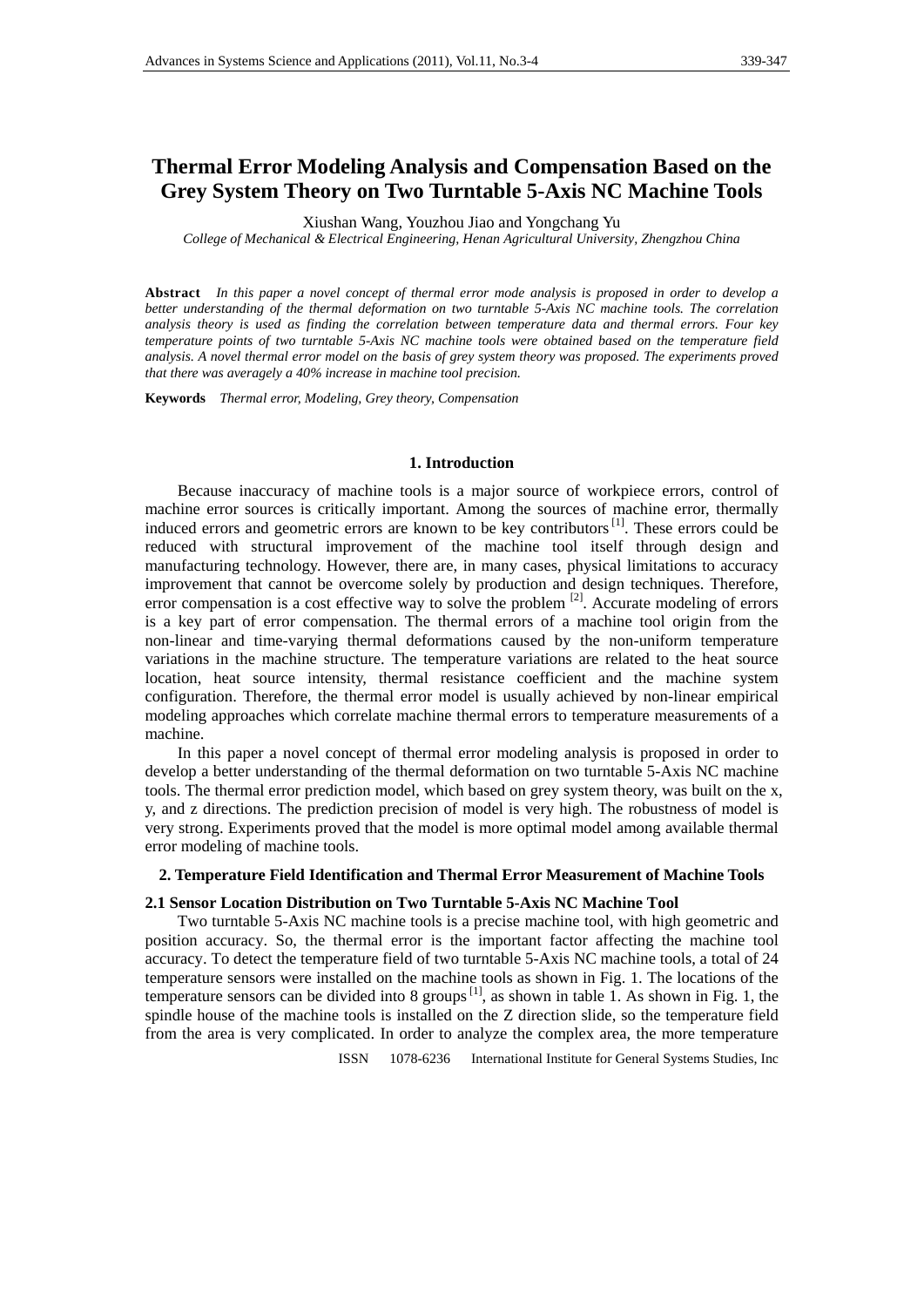# Thermal Error Modeling Analysis and Compensation Based on the Grey System Theory on Two Turntable 5-Axis NC Machine Tools

Xiushan Wang, Youzhou Jiao and Yongchang Yu

*College of Mechanical & Electrical Engineering, Henan Agricultural University, Zhengzhou China*

**Abstract** *In this paper a novel concept of thermal error mode analysis is proposed in order to develop a better understanding of the thermal deformation on two turntable 5-Axis NC machine tools. The correlation analysis theory is used as finding the correlation between temperature data and thermal errors. Four key temperature points of two turntable 5-Axis NC machine tools were obtained based on the temperature field analysis. A novel thermal error model on the basis of grey system theory was proposed. The experiments proved that there was averagely a 40% increase in machine tool precision.*

**Keywords** *Thermal error, Modeling, Grey theory, Compensation*

## 1. Introduction

Because inaccuracy of machine tools is a major source of workpiece errors, control of machine error sources is critically important. Among the sources of machine error, thermally induced errors and geometric errors are known to be key contributors [1]. These errors could be reduced with structural improvement of the machine tool itself through design and manufacturing technology. However, there are, in many cases, physical limitations to accuracy improvement that cannot be overcome solely by production and design techniques. Therefore, error compensation is a cost effective way to solve the problem [2]. Accurate modeling of errors is a key part of error compensation. The thermal errors of a machine tool origin from the non-linear and time-varying thermal deformations caused by the non-uniform temperature variations in the machine structure. The temperature variations are related to the heat source location, heat source intensity, thermal resistance coefficient and the machine system configuration. Therefore, the thermal error model is usually achieved by non-linear empirical modeling approaches which correlate machine thermal errors to temperature measurements of a machine.

In this paper a novel concept of thermal error modeling analysis is proposed in order to develop a better understanding of the thermal deformation on two turntable 5-Axis NC machine tools. The thermal error prediction model, which based on grey system theory, was built on the x, y, and z directions. The prediction precision of model is very high. The robustness of model is very strong. Experiments proved that the model is more optimal model among available thermal error modeling of machine tools.

## 2. Temperature Field Identification and Thermal Error Measurement of Machine Tools

### 2.1 Sensor Location Distribution on Two Turntable 5-Axis NC Machine Tool

Two turntable 5-Axis NC machine tools is a precise machine tool, with high geometric and position accuracy. So, the thermal error is the important factor affecting the machine tool accuracy. To detect the temperature field of two turntable 5-Axis NC machine tools, a total of 24 temperature sensors were installed on the machine tools as shown in Fig. 1. The locations of the temperature sensors can be divided into 8 groups [1], as shown in table 1. As shown in Fig. 1, the spindle house of the machine tools is installed on the Z direction slide, so the temperature field from the area is very complicated. In order to analyze the complex area, the more temperature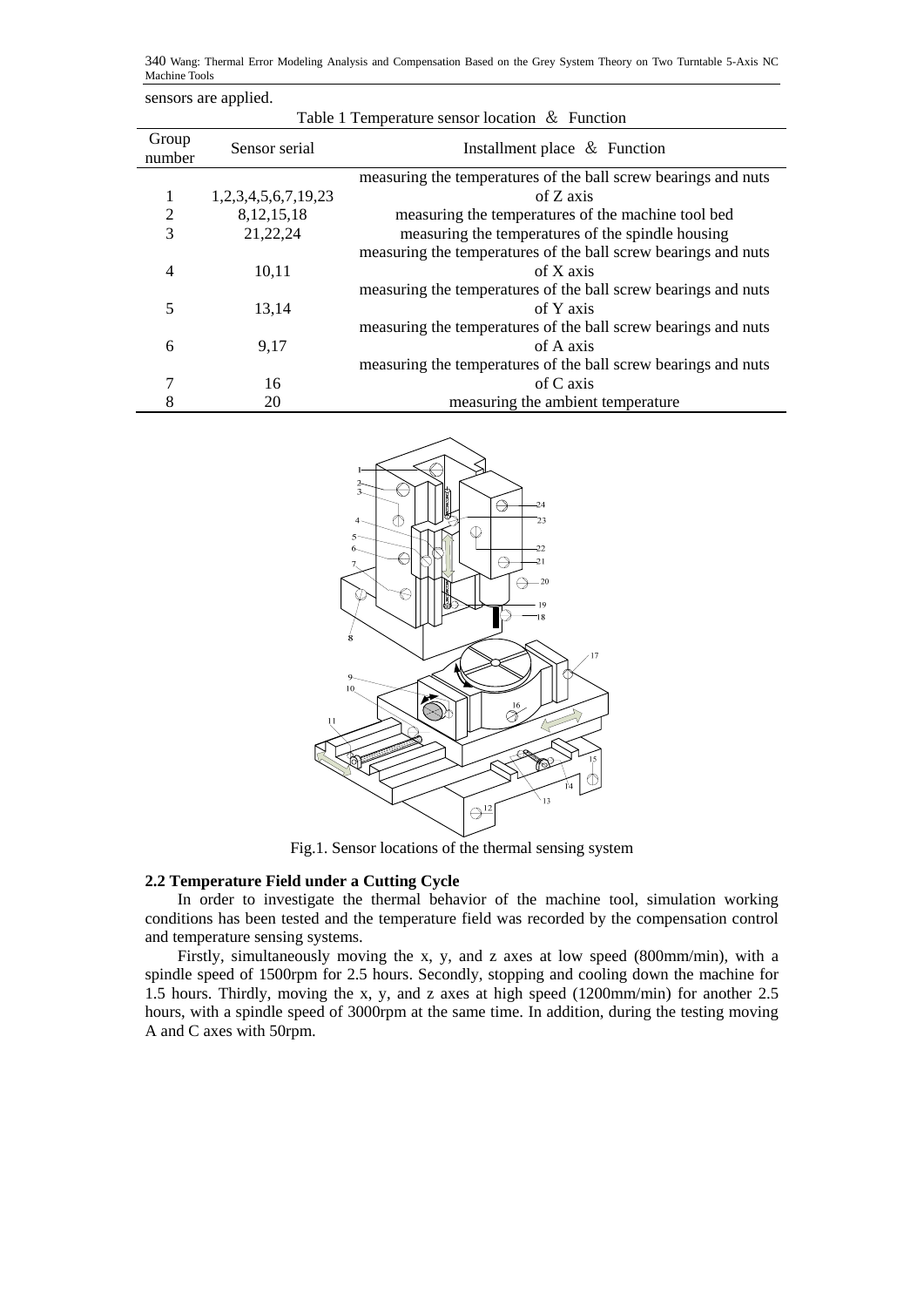sensors are applied.

Table 1 Temperature sensor location ＆ Function

| Group number | Sensor serial | Installment place ＆ Function |
|---|---|---|
| 1 | 1,2,3,4,5,6,7,19,23 | measuring the temperatures of the ball screw bearings and nuts of Z axis |
| 2 | 8,12,15,18 | measuring the temperatures of the machine tool bed |
| 3 | 21,22,24 | measuring the temperatures of the spindle housing |
| 4 | 10,11 | measuring the temperatures of the ball screw bearings and nuts of X axis |
| 5 | 13,14 | measuring the temperatures of the ball screw bearings and nuts of Y axis |
| 6 | 9,17 | measuring the temperatures of the ball screw bearings and nuts of A axis |
| 7 | 16 | measuring the temperatures of the ball screw bearings and nuts of C axis |
| 8 | 20 | measuring the ambient temperature |

Fig.1. Sensor locations of the thermal sensing system

### 2.2 Temperature Field under a Cutting Cycle

In order to investigate the thermal behavior of the machine tool, simulation working conditions has been tested and the temperature field was recorded by the compensation control and temperature sensing systems.

Firstly, simultaneously moving the x, y, and z axes at low speed (800mm/min), with a spindle speed of 1500rpm for 2.5 hours. Secondly, stopping and cooling down the machine for 1.5 hours. Thirdly, moving the x, y, and z axes at high speed (1200mm/min) for another 2.5 hours, with a spindle speed of 3000rpm at the same time. In addition, during the testing moving A and C axes with 50rpm.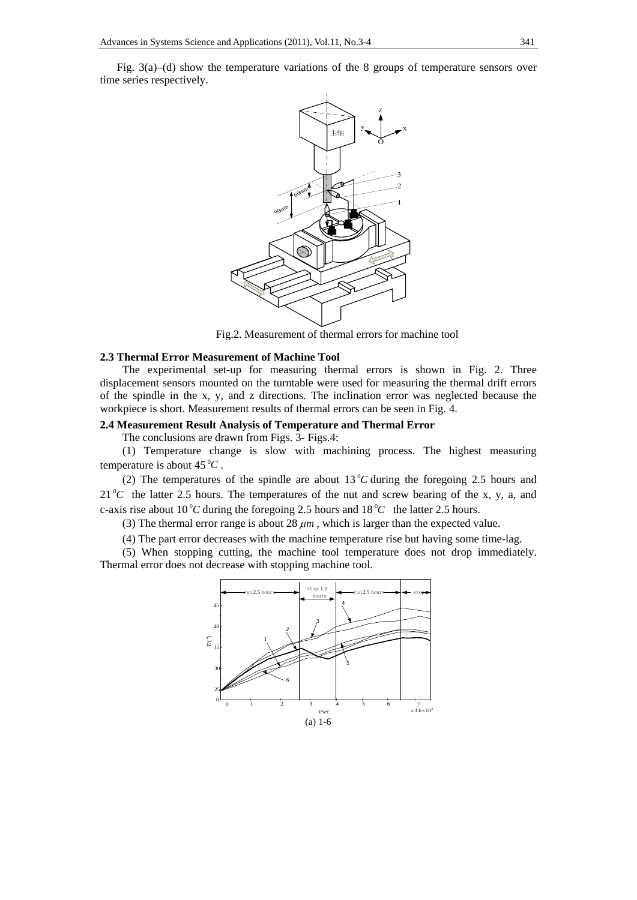Fig. 3(a)–(d) show the temperature variations of the 8 groups of temperature sensors over time series respectively.

Fig.2. Measurement of thermal errors for machine tool

**2.3 Thermal Error Measurement of Machine Tool**

The experimental set-up for measuring thermal errors is shown in Fig. 2. Three displacement sensors mounted on the turntable were used for measuring the thermal drift errors of the spindle in the x, y, and z directions. The inclination error was neglected because the workpiece is short. Measurement results of thermal errors can be seen in Fig. 4.

**2.4 Measurement Result Analysis of Temperature and Thermal Error**

The conclusions are drawn from Figs. 3- Figs.4:

(1) Temperature change is slow with machining process. The highest measuring temperature is about 45 $^0C$ .

(2) The temperatures of the spindle are about 13 $^0C$ during the foregoing 2.5 hours and 21 $^0C$ the latter 2.5 hours. The temperatures of the nut and screw bearing of the x, y, a, and c-axis rise about 10 $^0C$ during the foregoing 2.5 hours and 18 $^0C$ the latter 2.5 hours.

(3) The thermal error range is about 28 $\mu m$ , which is larger than the expected value.

(4) The part error decreases with the machine temperature rise but having some time-lag.

(5) When stopping cutting, the machine tool temperature does not drop immediately. Thermal error does not decrease with stopping machine tool.

(a) 1-6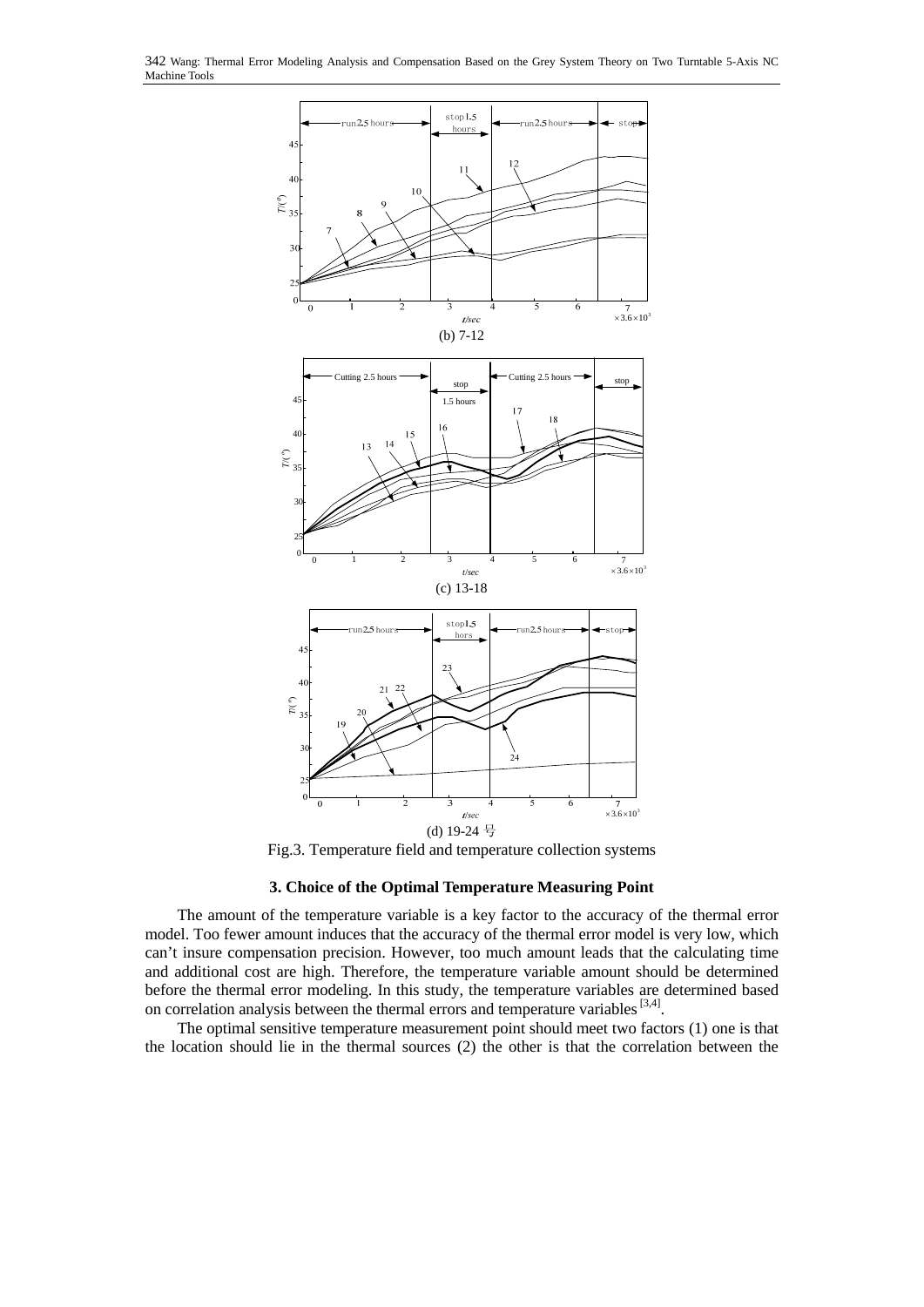(b) 7-12

(c) 13-18

(d) 19-24 号

Fig.3. Temperature field and temperature collection systems

### 3. Choice of the Optimal Temperature Measuring Point

The amount of the temperature variable is a key factor to the accuracy of the thermal error model. Too fewer amount induces that the accuracy of the thermal error model is very low, which can't insure compensation precision. However, too much amount leads that the calculating time and additional cost are high. Therefore, the temperature variable amount should be determined before the thermal error modeling. In this study, the temperature variables are determined based on correlation analysis between the thermal errors and temperature variables [3,4].

The optimal sensitive temperature measurement point should meet two factors (1) one is that the location should lie in the thermal sources (2) the other is that the correlation between the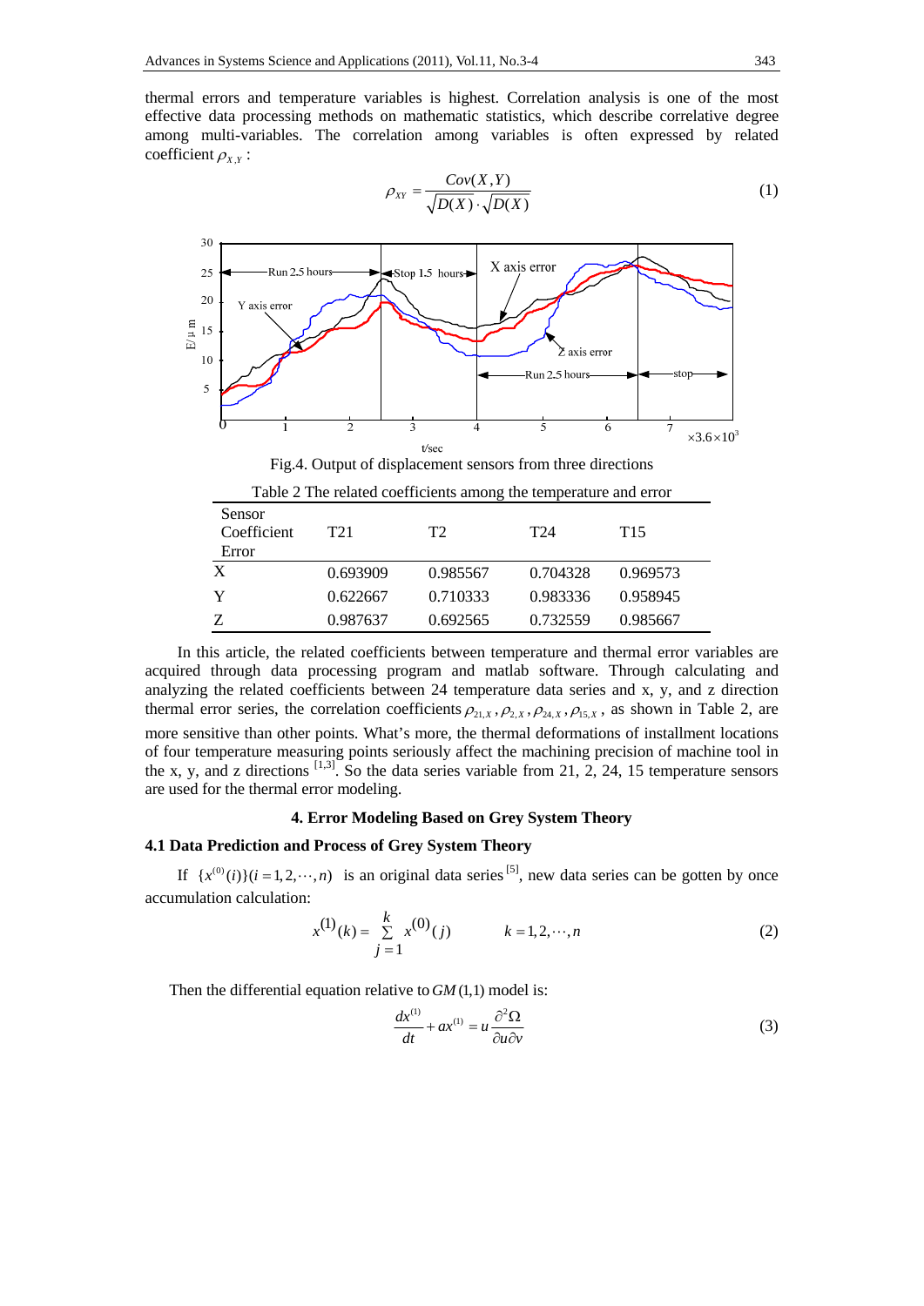thermal errors and temperature variables is highest. Correlation analysis is one of the most effective data processing methods on mathematic statistics, which describe correlative degree among multi-variables. The correlation among variables is often expressed by related coefficient $\rho_{X,Y}$ :

$$\rho_{XY} = \frac{Cov(X,Y)}{\sqrt{D(X)} \cdot \sqrt{D(X)}} \tag{1}$$

Fig.4. Output of displacement sensors from three directions

Table 2 The related coefficients among the temperature and error

| Sensor Coefficient Error | T21 | T2 | T24 | T15 |
|---|---|---|---|---|
| X | 0.693909 | 0.985567 | 0.704328 | 0.969573 |
| Y | 0.622667 | 0.710333 | 0.983336 | 0.958945 |
| Z | 0.987637 | 0.692565 | 0.732559 | 0.985667 |

In this article, the related coefficients between temperature and thermal error variables are acquired through data processing program and matlab software. Through calculating and analyzing the related coefficients between 24 temperature data series and x, y, and z direction thermal error series, the correlation coefficients $\rho_{21,X}, \rho_{2,X}, \rho_{24,X}, \rho_{15,X}$, as shown in Table 2, are more sensitive than other points. What's more, the thermal deformations of installment locations of four temperature measuring points seriously affect the machining precision of machine tool in the x, y, and z directions [1,3]. So the data series variable from 21, 2, 24, 15 temperature sensors are used for the thermal error modeling.

## 4. Error Modeling Based on Grey System Theory

### 4.1 Data Prediction and Process of Grey System Theory

If $\{x^{(0)}(i)\}(i=1,2,\cdots,n)$ is an original data series [5], new data series can be gotten by once accumulation calculation:

$$x^{(1)}(k) = \sum_{j=1}^{k} x^{(0)}(j) \qquad k = 1,2,\cdots,n \tag{2}$$

Then the differential equation relative to $GM(1,1)$ model is:

$$\frac{dx^{(1)}}{dt} + ax^{(1)} = u\frac{\partial^2 \Omega}{\partial u \partial v} \tag{3}$$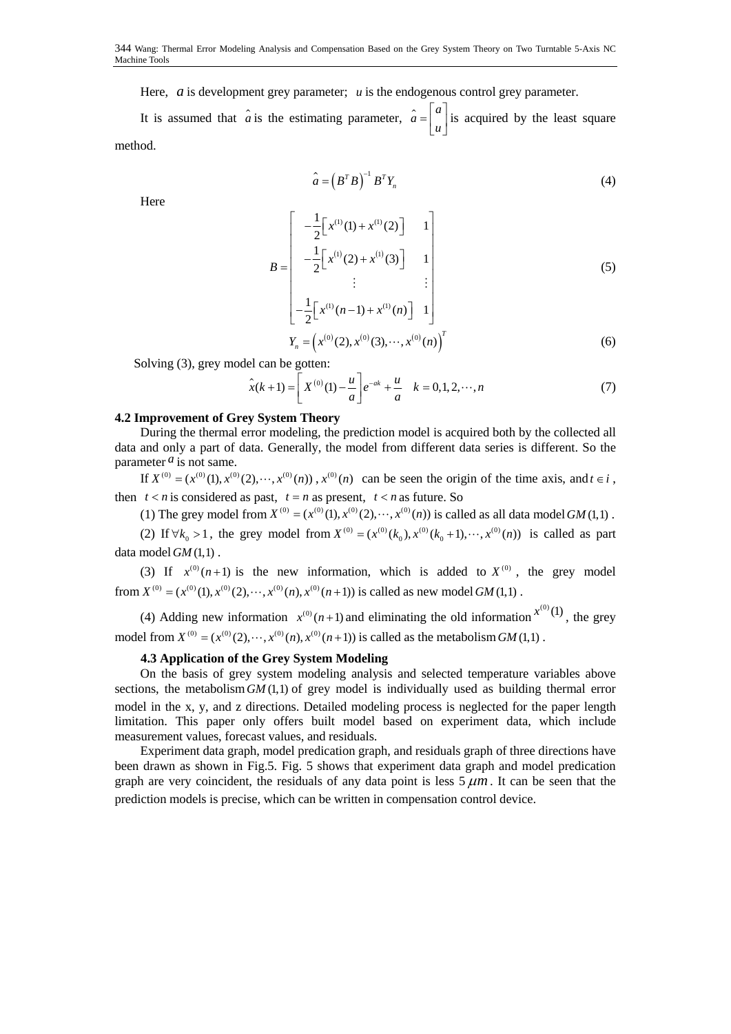Here, $a$ is development grey parameter; $u$ is the endogenous control grey parameter.

It is assumed that $\hat{a}$ is the estimating parameter, $\hat{a} = \begin{bmatrix} a \\ u \end{bmatrix}$ is acquired by the least square method.

$$\hat{a} = \left(B^T B\right)^{-1} B^T Y_n \tag{4}$$

Here

$$B = \begin{bmatrix} -\frac{1}{2}\left[x^{(1)}(1) + x^{(1)}(2)\right] & 1 \\ -\frac{1}{2}\left[x^{(1)}(2) + x^{(1)}(3)\right] & 1 \\ \vdots & \vdots \\ -\frac{1}{2}\left[x^{(1)}(n-1) + x^{(1)}(n)\right] & 1 \end{bmatrix} \tag{5}$$

$$Y_n = \left(x^{(0)}(2), x^{(0)}(3), \cdots, x^{(0)}(n)\right)^T \tag{6}$$

Solving (3), grey model can be gotten:

$$\hat{x}(k+1) = \left[X^{(0)}(1) - \frac{u}{a}\right]e^{-ak} + \frac{u}{a} \quad k = 0,1,2,\cdots,n \tag{7}$$

**4.2 Improvement of Grey System Theory**

During the thermal error modeling, the prediction model is acquired both by the collected all data and only a part of data. Generally, the model from different data series is different. So the parameter $a$ is not same.

If $X^{(0)} = (x^{(0)}(1), x^{(0)}(2), \cdots, x^{(0)}(n))$ , $x^{(0)}(n)$ can be seen the origin of the time axis, and $t \in i$ , then $t < n$ is considered as past, $t = n$ as present, $t < n$ as future. So

(1) The grey model from $X^{(0)} = (x^{(0)}(1), x^{(0)}(2), \cdots, x^{(0)}(n))$ is called as all data model $GM(1,1)$ .

(2) If $\forall k_0 > 1$ , the grey model from $X^{(0)} = (x^{(0)}(k_0), x^{(0)}(k_0+1), \cdots, x^{(0)}(n))$ is called as part data model $GM(1,1)$ .

(3) If $x^{(0)}(n+1)$ is the new information, which is added to $X^{(0)}$ , the grey model from $X^{(0)} = (x^{(0)}(1), x^{(0)}(2), \cdots, x^{(0)}(n), x^{(0)}(n+1))$ is called as new model $GM(1,1)$ .

(4) Adding new information $x^{(0)}(n+1)$ and eliminating the old information $x^{(0)}(1)$ , the grey model from $X^{(0)} = (x^{(0)}(2), \cdots, x^{(0)}(n), x^{(0)}(n+1))$ is called as the metabolism $GM(1,1)$ .

**4.3 Application of the Grey System Modeling**

On the basis of grey system modeling analysis and selected temperature variables above sections, the metabolism $GM(1,1)$ of grey model is individually used as building thermal error model in the x, y, and z directions. Detailed modeling process is neglected for the paper length limitation. This paper only offers built model based on experiment data, which include measurement values, forecast values, and residuals.

Experiment data graph, model predication graph, and residuals graph of three directions have been drawn as shown in Fig.5. Fig. 5 shows that experiment data graph and model predication graph are very coincident, the residuals of any data point is less 5 $\mu m$ . It can be seen that the prediction models is precise, which can be written in compensation control device.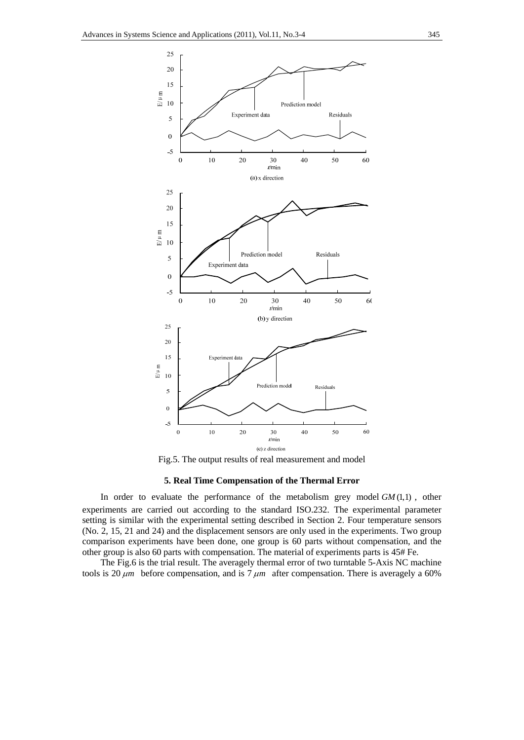Fig.5. The output results of real measurement and model

## 5. Real Time Compensation of the Thermal Error

In order to evaluate the performance of the metabolism grey model $GM(1,1)$, other experiments are carried out according to the standard ISO.232. The experimental parameter setting is similar with the experimental setting described in Section 2. Four temperature sensors (No. 2, 15, 21 and 24) and the displacement sensors are only used in the experiments. Two group comparison experiments have been done, one group is 60 parts without compensation, and the other group is also 60 parts with compensation. The material of experiments parts is 45# Fe.

The Fig.6 is the trial result. The averagely thermal error of two turntable 5-Axis NC machine tools is 20 $\mu m$ before compensation, and is 7 $\mu m$ after compensation. There is averagely a 60%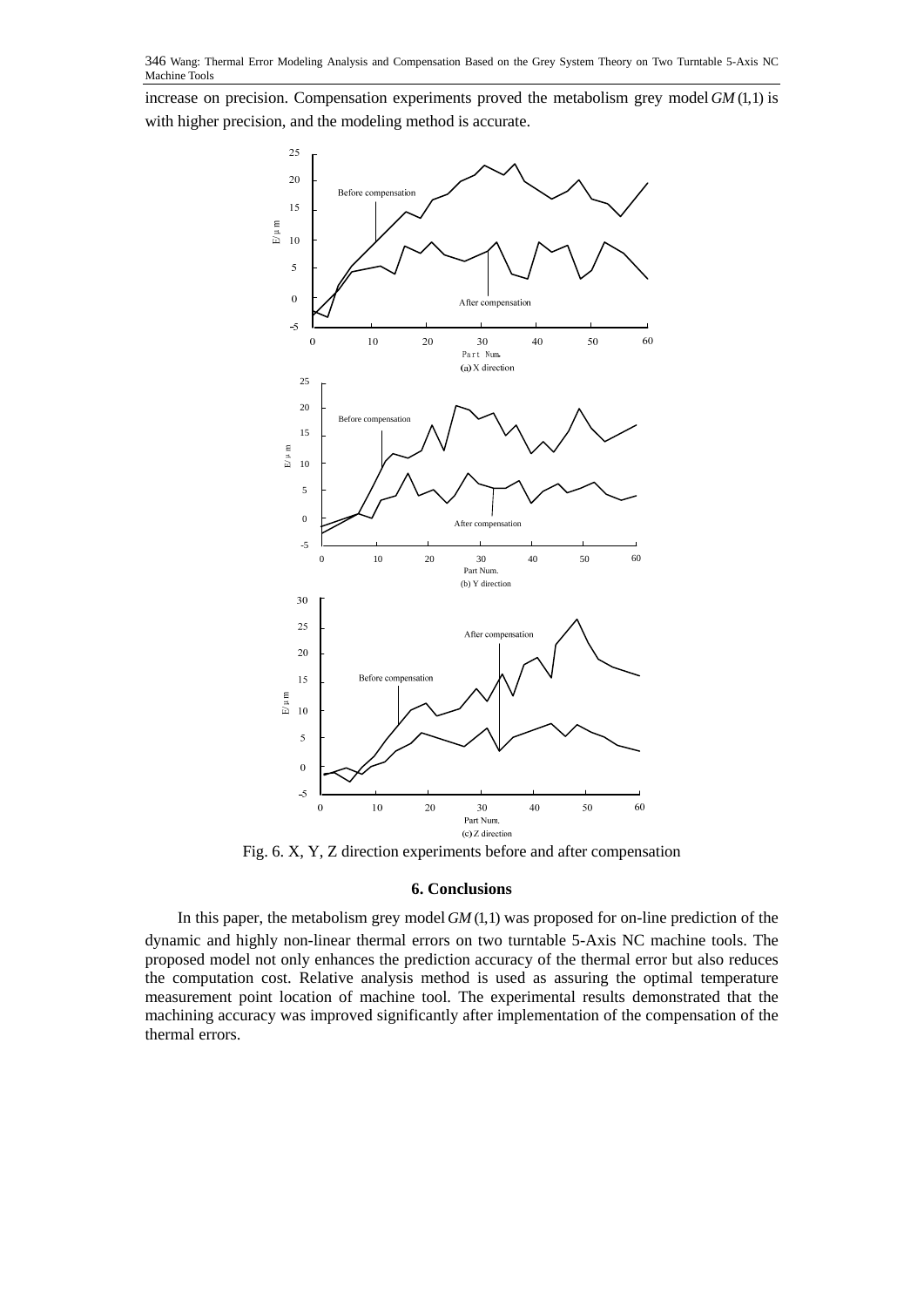increase on precision. Compensation experiments proved the metabolism grey model $GM(1,1)$ is with higher precision, and the modeling method is accurate.

Fig. 6. X, Y, Z direction experiments before and after compensation

## 6. Conclusions

In this paper, the metabolism grey model $GM(1,1)$ was proposed for on-line prediction of the dynamic and highly non-linear thermal errors on two turntable 5-Axis NC machine tools. The proposed model not only enhances the prediction accuracy of the thermal error but also reduces the computation cost. Relative analysis method is used as assuring the optimal temperature measurement point location of machine tool. The experimental results demonstrated that the machining accuracy was improved significantly after implementation of the compensation of the thermal errors.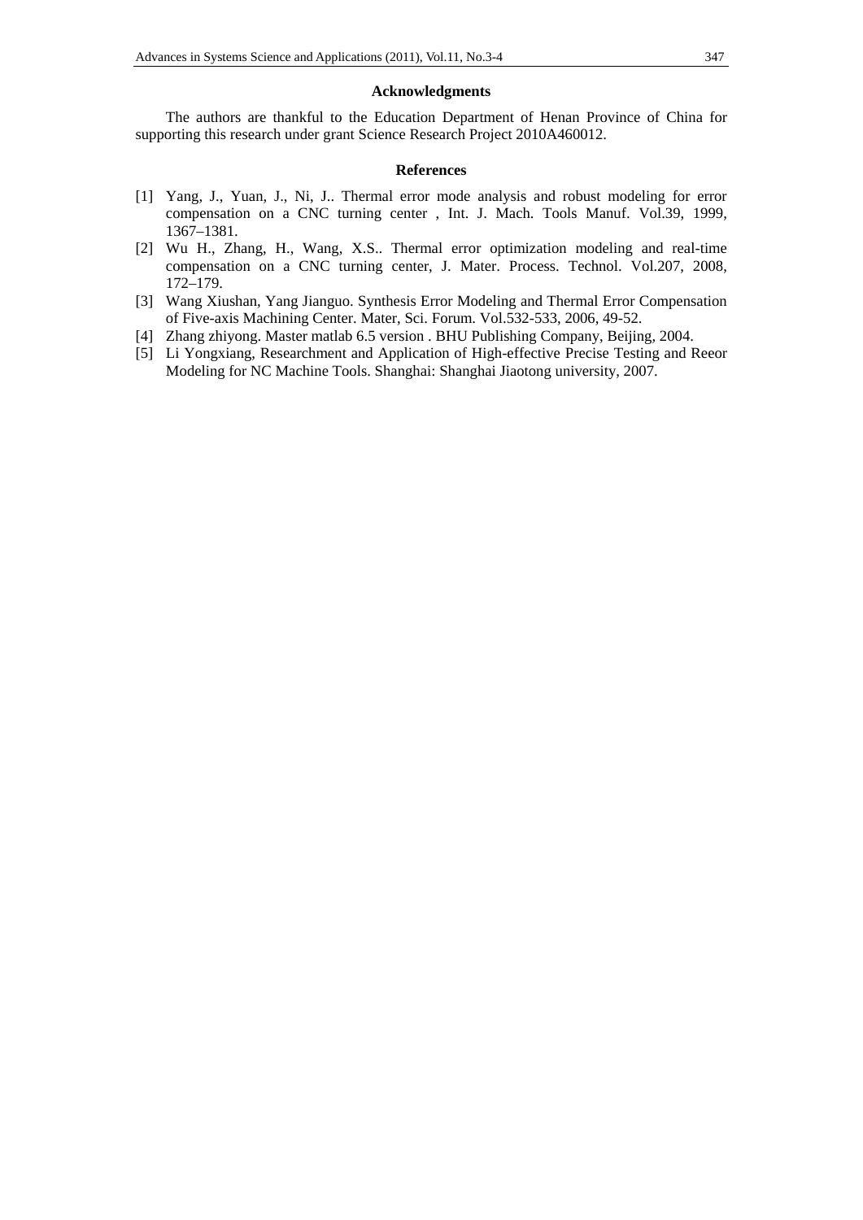## Acknowledgments

The authors are thankful to the Education Department of Henan Province of China for supporting this research under grant Science Research Project 2010A460012.

## References

[1] Yang, J., Yuan, J., Ni, J.. Thermal error mode analysis and robust modeling for error compensation on a CNC turning center , Int. J. Mach. Tools Manuf. Vol.39, 1999, 1367–1381.

[2] Wu H., Zhang, H., Wang, X.S.. Thermal error optimization modeling and real-time compensation on a CNC turning center, J. Mater. Process. Technol. Vol.207, 2008, 172–179.

[3] Wang Xiushan, Yang Jianguo. Synthesis Error Modeling and Thermal Error Compensation of Five-axis Machining Center. Mater, Sci. Forum. Vol.532-533, 2006, 49-52.

[4] Zhang zhiyong. Master matlab 6.5 version . BHU Publishing Company, Beijing, 2004.

[5] Li Yongxiang, Researchment and Application of High-effective Precise Testing and Reeor Modeling for NC Machine Tools. Shanghai: Shanghai Jiaotong university, 2007.